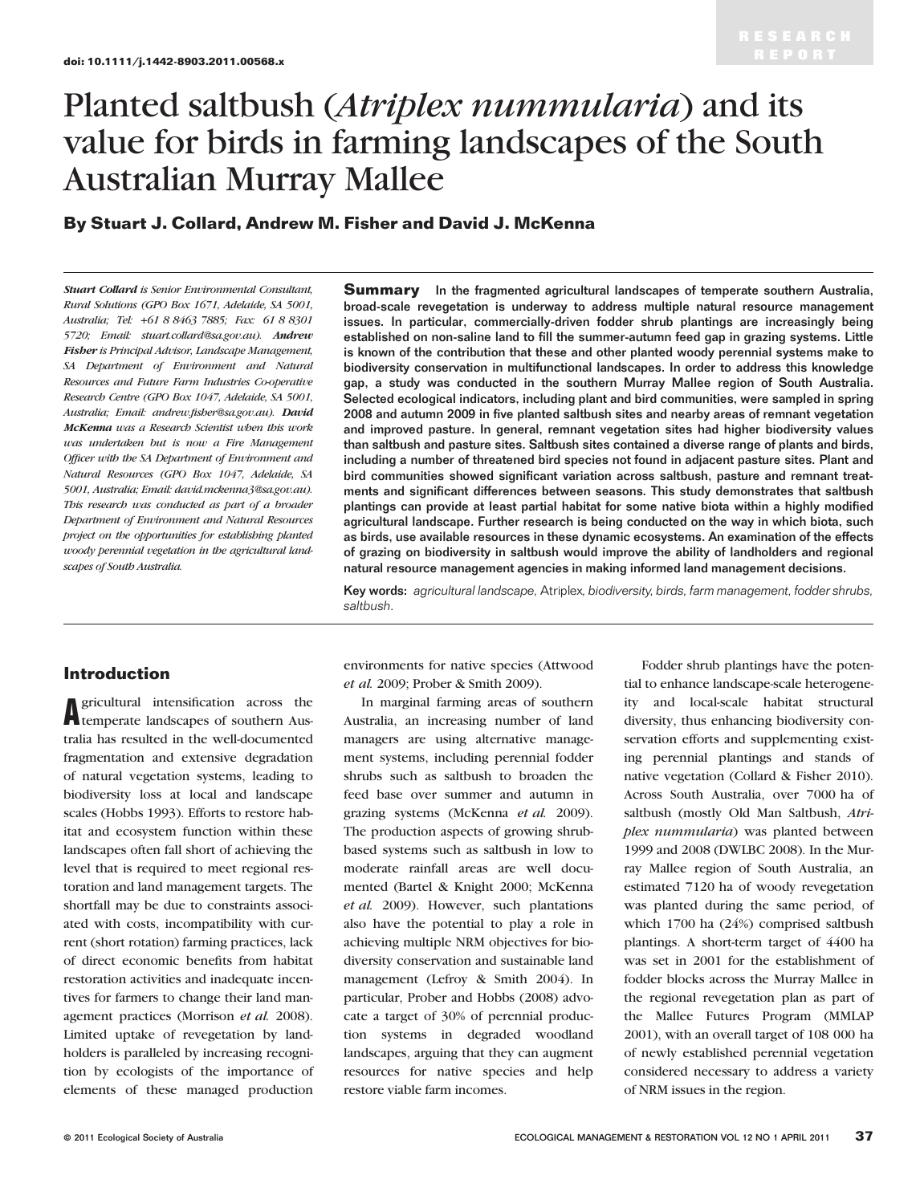doi: 10.1111/j.1442-8903.2011.00568.x

RESEARCH REPORT

# Planted saltbush (*Atriplex nummularia*) and its value for birds in farming landscapes of the South Australian Murray Mallee

## By Stuart J. Collard, Andrew M. Fisher and David J. McKenna

***Stuart Collard** is Senior Environmental Consultant, Rural Solutions (GPO Box 1671, Adelaide, SA 5001, Australia; Tel: +61 8 8463 7885; Fax: 61 8 8301 5720; Email: stuart.collard@sa.gov.au). **Andrew Fisher** is Principal Advisor, Landscape Management, SA Department of Environment and Natural Resources and Future Farm Industries Co-operative Research Centre (GPO Box 1047, Adelaide, SA 5001, Australia; Email: andrew.fisher@sa.gov.au). **David McKenna** was a Research Scientist when this work was undertaken but is now a Fire Management Officer with the SA Department of Environment and Natural Resources (GPO Box 1047, Adelaide, SA 5001, Australia; Email: david.mckenna3@sa.gov.au). This research was conducted as part of a broader Department of Environment and Natural Resources project on the opportunities for establishing planted woody perennial vegetation in the agricultural landscapes of South Australia.*

**Summary** In the fragmented agricultural landscapes of temperate southern Australia, broad-scale revegetation is underway to address multiple natural resource management issues. In particular, commercially-driven fodder shrub plantings are increasingly being established on non-saline land to fill the summer-autumn feed gap in grazing systems. Little is known of the contribution that these and other planted woody perennial systems make to biodiversity conservation in multifunctional landscapes. In order to address this knowledge gap, a study was conducted in the southern Murray Mallee region of South Australia. Selected ecological indicators, including plant and bird communities, were sampled in spring 2008 and autumn 2009 in five planted saltbush sites and nearby areas of remnant vegetation and improved pasture. In general, remnant vegetation sites had higher biodiversity values than saltbush and pasture sites. Saltbush sites contained a diverse range of plants and birds, including a number of threatened bird species not found in adjacent pasture sites. Plant and bird communities showed significant variation across saltbush, pasture and remnant treatments and significant differences between seasons. This study demonstrates that saltbush plantings can provide at least partial habitat for some native biota within a highly modified agricultural landscape. Further research is being conducted on the way in which biota, such as birds, use available resources in these dynamic ecosystems. An examination of the effects of grazing on biodiversity in saltbush would improve the ability of landholders and regional natural resource management agencies in making informed land management decisions.

**Key words:** *agricultural landscape,* Atriplex*, biodiversity, birds, farm management, fodder shrubs, saltbush.*

## Introduction

Agricultural intensification across the temperate landscapes of southern Australia has resulted in the well-documented fragmentation and extensive degradation of natural vegetation systems, leading to biodiversity loss at local and landscape scales (Hobbs 1993). Efforts to restore habitat and ecosystem function within these landscapes often fall short of achieving the level that is required to meet regional restoration and land management targets. The shortfall may be due to constraints associated with costs, incompatibility with current (short rotation) farming practices, lack of direct economic benefits from habitat restoration activities and inadequate incentives for farmers to change their land management practices (Morrison *et al.* 2008). Limited uptake of revegetation by landholders is paralleled by increasing recognition by ecologists of the importance of elements of these managed production environments for native species (Attwood *et al.* 2009; Prober & Smith 2009).

In marginal farming areas of southern Australia, an increasing number of land managers are using alternative management systems, including perennial fodder shrubs such as saltbush to broaden the feed base over summer and autumn in grazing systems (McKenna *et al.* 2009). The production aspects of growing shrub-based systems such as saltbush in low to moderate rainfall areas are well documented (Bartel & Knight 2000; McKenna *et al.* 2009). However, such plantations also have the potential to play a role in achieving multiple NRM objectives for biodiversity conservation and sustainable land management (Lefroy & Smith 2004). In particular, Prober and Hobbs (2008) advocate a target of 30% of perennial production systems in degraded woodland landscapes, arguing that they can augment resources for native species and help restore viable farm incomes.

Fodder shrub plantings have the potential to enhance landscape-scale heterogeneity and local-scale habitat structural diversity, thus enhancing biodiversity conservation efforts and supplementing existing perennial plantings and stands of native vegetation (Collard & Fisher 2010). Across South Australia, over 7000 ha of saltbush (mostly Old Man Saltbush, *Atriplex nummularia*) was planted between 1999 and 2008 (DWLBC 2008). In the Murray Mallee region of South Australia, an estimated 7120 ha of woody revegetation was planted during the same period, of which 1700 ha (24%) comprised saltbush plantings. A short-term target of 4400 ha was set in 2001 for the establishment of fodder blocks across the Murray Mallee in the regional revegetation plan as part of the Mallee Futures Program (MMLAP 2001), with an overall target of 108 000 ha of newly established perennial vegetation considered necessary to address a variety of NRM issues in the region.

© 2011 Ecological Society of Australia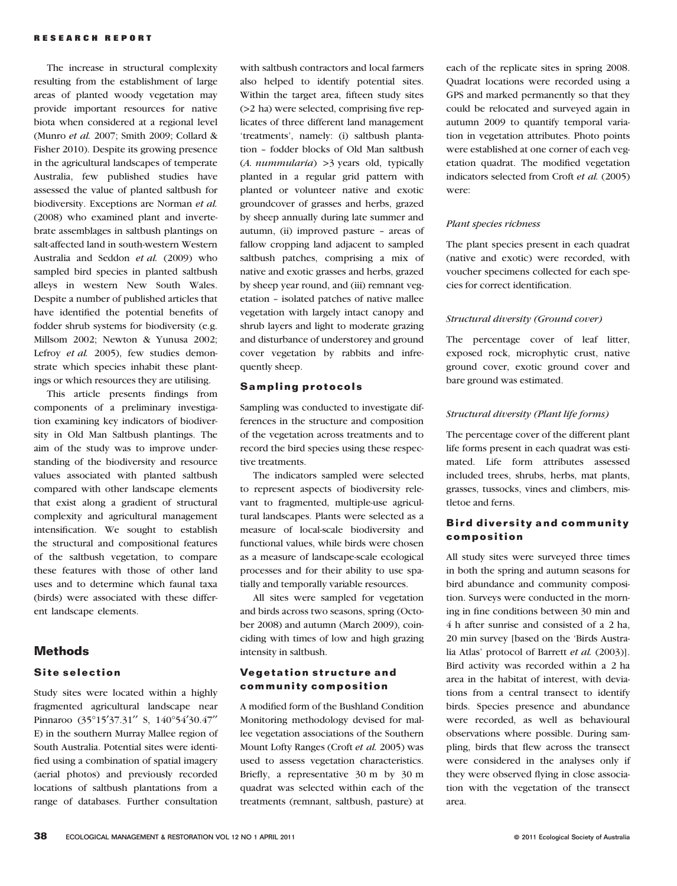The increase in structural complexity resulting from the establishment of large areas of planted woody vegetation may provide important resources for native biota when considered at a regional level (Munro *et al.* 2007; Smith 2009; Collard & Fisher 2010). Despite its growing presence in the agricultural landscapes of temperate Australia, few published studies have assessed the value of planted saltbush for biodiversity. Exceptions are Norman *et al.* (2008) who examined plant and invertebrate assemblages in saltbush plantings on salt-affected land in south-western Western Australia and Seddon *et al.* (2009) who sampled bird species in planted saltbush alleys in western New South Wales. Despite a number of published articles that have identified the potential benefits of fodder shrub systems for biodiversity (e.g. Millsom 2002; Newton & Yunusa 2002; Lefroy *et al.* 2005), few studies demonstrate which species inhabit these plantings or which resources they are utilising.

This article presents findings from components of a preliminary investigation examining key indicators of biodiversity in Old Man Saltbush plantings. The aim of the study was to improve understanding of the biodiversity and resource values associated with planted saltbush compared with other landscape elements that exist along a gradient of structural complexity and agricultural management intensification. We sought to establish the structural and compositional features of the saltbush vegetation, to compare these features with those of other land uses and to determine which faunal taxa (birds) were associated with these different landscape elements.

## Methods

### Site selection

Study sites were located within a highly fragmented agricultural landscape near Pinnaroo (35°15′37.31″ S, 140°54′30.47″ E) in the southern Murray Mallee region of South Australia. Potential sites were identified using a combination of spatial imagery (aerial photos) and previously recorded locations of saltbush plantations from a range of databases. Further consultation with saltbush contractors and local farmers also helped to identify potential sites. Within the target area, fifteen study sites (>2 ha) were selected, comprising five replicates of three different land management 'treatments', namely: (i) saltbush plantation – fodder blocks of Old Man saltbush (*A. nummularia*) >3 years old, typically planted in a regular grid pattern with planted or volunteer native and exotic groundcover of grasses and herbs, grazed by sheep annually during late summer and autumn, (ii) improved pasture – areas of fallow cropping land adjacent to sampled saltbush patches, comprising a mix of native and exotic grasses and herbs, grazed by sheep year round, and (iii) remnant vegetation – isolated patches of native mallee vegetation with largely intact canopy and shrub layers and light to moderate grazing and disturbance of understorey and ground cover vegetation by rabbits and infrequently sheep.

### Sampling protocols

Sampling was conducted to investigate differences in the structure and composition of the vegetation across treatments and to record the bird species using these respective treatments.

The indicators sampled were selected to represent aspects of biodiversity relevant to fragmented, multiple-use agricultural landscapes. Plants were selected as a measure of local-scale biodiversity and functional values, while birds were chosen as a measure of landscape-scale ecological processes and for their ability to use spatially and temporally variable resources.

All sites were sampled for vegetation and birds across two seasons, spring (October 2008) and autumn (March 2009), coinciding with times of low and high grazing intensity in saltbush.

### Vegetation structure and community composition

A modified form of the Bushland Condition Monitoring methodology devised for mallee vegetation associations of the Southern Mount Lofty Ranges (Croft *et al.* 2005) was used to assess vegetation characteristics. Briefly, a representative 30 m by 30 m quadrat was selected within each of the treatments (remnant, saltbush, pasture) at each of the replicate sites in spring 2008. Quadrat locations were recorded using a GPS and marked permanently so that they could be relocated and surveyed again in autumn 2009 to quantify temporal variation in vegetation attributes. Photo points were established at one corner of each vegetation quadrat. The modified vegetation indicators selected from Croft *et al.* (2005) were:

#### *Plant species richness*

The plant species present in each quadrat (native and exotic) were recorded, with voucher specimens collected for each species for correct identification.

#### *Structural diversity (Ground cover)*

The percentage cover of leaf litter, exposed rock, microphytic crust, native ground cover, exotic ground cover and bare ground was estimated.

#### *Structural diversity (Plant life forms)*

The percentage cover of the different plant life forms present in each quadrat was estimated. Life form attributes assessed included trees, shrubs, herbs, mat plants, grasses, tussocks, vines and climbers, mistletoe and ferns.

### Bird diversity and community composition

All study sites were surveyed three times in both the spring and autumn seasons for bird abundance and community composition. Surveys were conducted in the morning in fine conditions between 30 min and 4 h after sunrise and consisted of a 2 ha, 20 min survey [based on the 'Birds Australia Atlas' protocol of Barrett *et al.* (2003)]. Bird activity was recorded within a 2 ha area in the habitat of interest, with deviations from a central transect to identify birds. Species presence and abundance were recorded, as well as behavioural observations where possible. During sampling, birds that flew across the transect were considered in the analyses only if they were observed flying in close association with the vegetation of the transect area.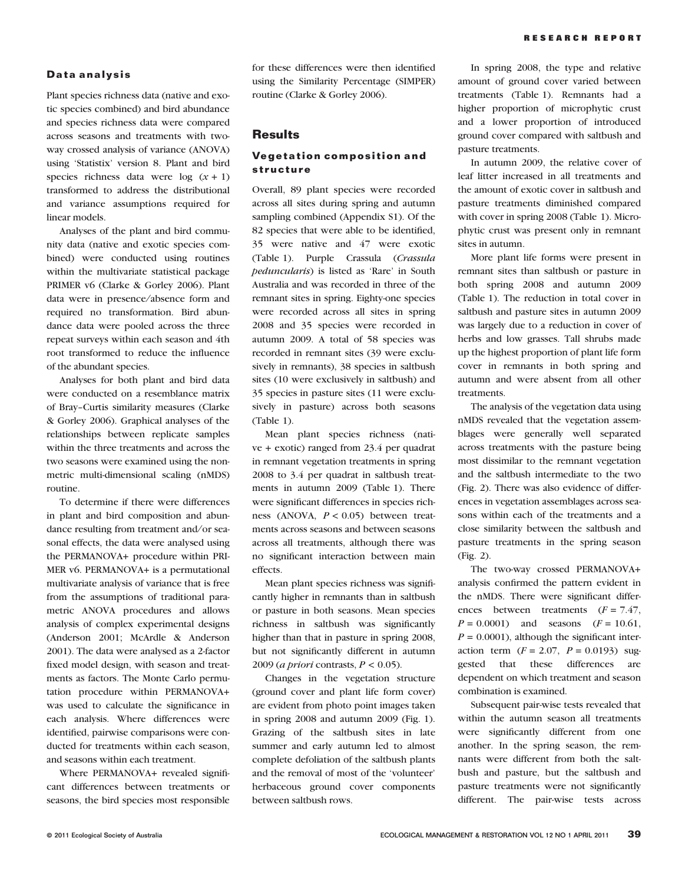### Data analysis

Plant species richness data (native and exotic species combined) and bird abundance and species richness data were compared across seasons and treatments with two-way crossed analysis of variance (ANOVA) using 'Statistix' version 8. Plant and bird species richness data were log $(x + 1)$ transformed to address the distributional and variance assumptions required for linear models.

Analyses of the plant and bird community data (native and exotic species combined) were conducted using routines within the multivariate statistical package PRIMER v6 (Clarke & Gorley 2006). Plant data were in presence/absence form and required no transformation. Bird abundance data were pooled across the three repeat surveys within each season and 4th root transformed to reduce the influence of the abundant species.

Analyses for both plant and bird data were conducted on a resemblance matrix of Bray–Curtis similarity measures (Clarke & Gorley 2006). Graphical analyses of the relationships between replicate samples within the three treatments and across the two seasons were examined using the non-metric multi-dimensional scaling (nMDS) routine.

To determine if there were differences in plant and bird composition and abundance resulting from treatment and/or seasonal effects, the data were analysed using the PERMANOVA+ procedure within PRIMER v6. PERMANOVA+ is a permutational multivariate analysis of variance that is free from the assumptions of traditional parametric ANOVA procedures and allows analysis of complex experimental designs (Anderson 2001; McArdle & Anderson 2001). The data were analysed as a 2-factor fixed model design, with season and treatments as factors. The Monte Carlo permutation procedure within PERMANOVA+ was used to calculate the significance in each analysis. Where differences were identified, pairwise comparisons were conducted for treatments within each season, and seasons within each treatment.

Where PERMANOVA+ revealed significant differences between treatments or seasons, the bird species most responsible for these differences were then identified using the Similarity Percentage (SIMPER) routine (Clarke & Gorley 2006).

## Results

### Vegetation composition and structure

Overall, 89 plant species were recorded across all sites during spring and autumn sampling combined (Appendix S1). Of the 82 species that were able to be identified, 35 were native and 47 were exotic (Table 1). Purple Crassula (*Crassula peduncularis*) is listed as 'Rare' in South Australia and was recorded in three of the remnant sites in spring. Eighty-one species were recorded across all sites in spring 2008 and 35 species were recorded in autumn 2009. A total of 58 species was recorded in remnant sites (39 were exclusively in remnants), 38 species in saltbush sites (10 were exclusively in saltbush) and 35 species in pasture sites (11 were exclusively in pasture) across both seasons (Table 1).

Mean plant species richness (native + exotic) ranged from 23.4 per quadrat in remnant vegetation treatments in spring 2008 to 3.4 per quadrat in saltbush treatments in autumn 2009 (Table 1). There were significant differences in species richness (ANOVA, $P < 0.05$) between treatments across seasons and between seasons across all treatments, although there was no significant interaction between main effects.

Mean plant species richness was significantly higher in remnants than in saltbush or pasture in both seasons. Mean species richness in saltbush was significantly higher than that in pasture in spring 2008, but not significantly different in autumn 2009 (*a priori* contrasts, $P < 0.05$).

Changes in the vegetation structure (ground cover and plant life form cover) are evident from photo point images taken in spring 2008 and autumn 2009 (Fig. 1). Grazing of the saltbush sites in late summer and early autumn led to almost complete defoliation of the saltbush plants and the removal of most of the 'volunteer' herbaceous ground cover components between saltbush rows.

In spring 2008, the type and relative amount of ground cover varied between treatments (Table 1). Remnants had a higher proportion of microphytic crust and a lower proportion of introduced ground cover compared with saltbush and pasture treatments.

In autumn 2009, the relative cover of leaf litter increased in all treatments and the amount of exotic cover in saltbush and pasture treatments diminished compared with cover in spring 2008 (Table 1). Microphytic crust was present only in remnant sites in autumn.

More plant life forms were present in remnant sites than saltbush or pasture in both spring 2008 and autumn 2009 (Table 1). The reduction in total cover in saltbush and pasture sites in autumn 2009 was largely due to a reduction in cover of herbs and low grasses. Tall shrubs made up the highest proportion of plant life form cover in remnants in both spring and autumn and were absent from all other treatments.

The analysis of the vegetation data using nMDS revealed that the vegetation assemblages were generally well separated across treatments with the pasture being most dissimilar to the remnant vegetation and the saltbush intermediate to the two (Fig. 2). There was also evidence of differences in vegetation assemblages across seasons within each of the treatments and a close similarity between the saltbush and pasture treatments in the spring season (Fig. 2).

The two-way crossed PERMANOVA+ analysis confirmed the pattern evident in the nMDS. There were significant differences between treatments ($F = 7.47$, $P = 0.0001$) and seasons ($F = 10.61$, $P = 0.0001$), although the significant interaction term ($F = 2.07$, $P = 0.0193$) suggested that these differences are dependent on which treatment and season combination is examined.

Subsequent pair-wise tests revealed that within the autumn season all treatments were significantly different from one another. In the spring season, the remnants were different from both the saltbush and pasture, but the saltbush and pasture treatments were not significantly different. The pair-wise tests across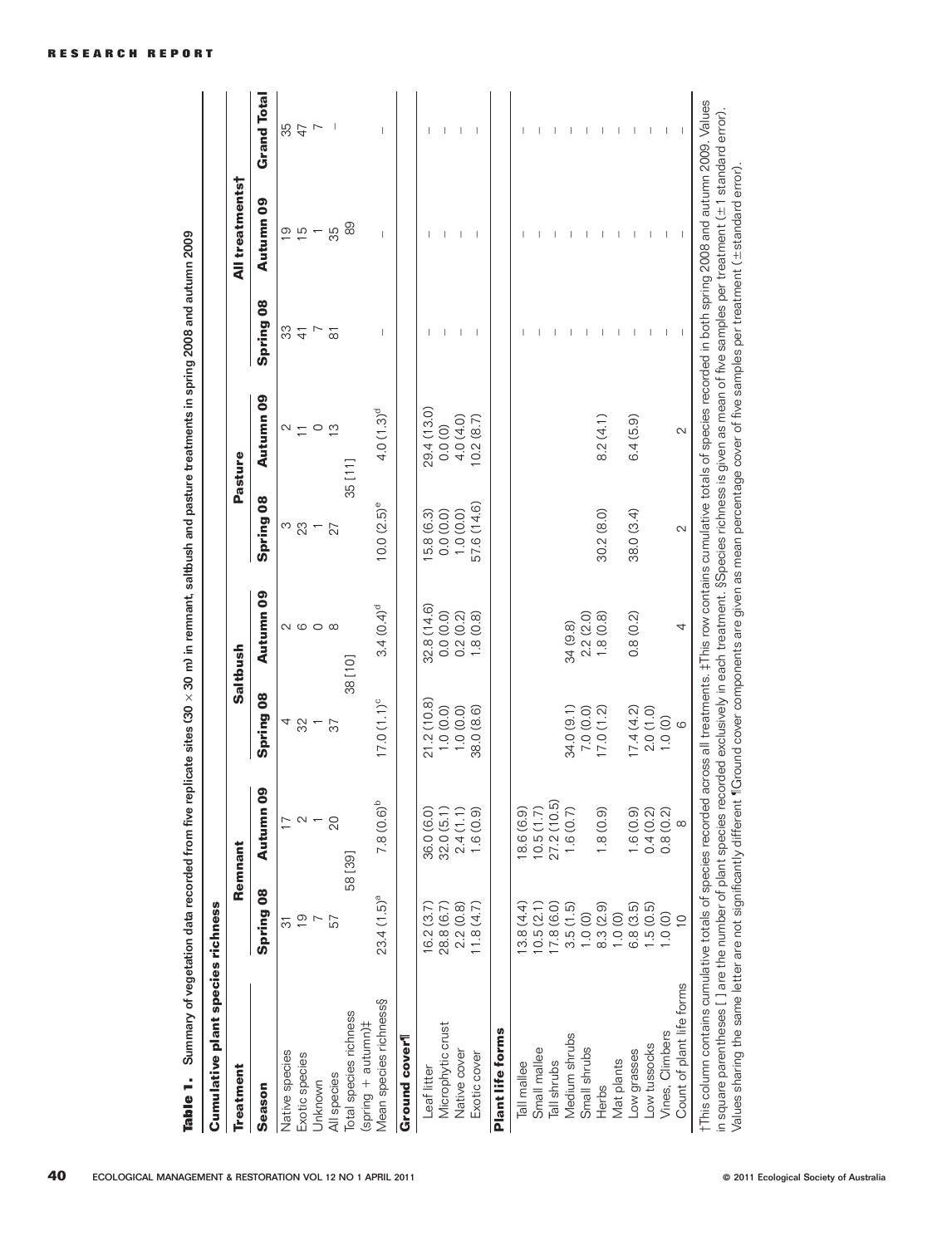**Table 1.** Summary of vegetation data recorded from five replicate sites (30 × 30 m) in remnant, saltbush and pasture treatments in spring 2008 and autumn 2009

| **Treatment** | **Remnant** | | **Saltbush** | | **Pasture** | | **All treatments†** | | |
|---|---|---|---|---|---|---|---|---|---|
| **Season** | **Spring 08** | **Autumn 09** | **Spring 08** | **Autumn 09** | **Spring 08** | **Autumn 09** | **Spring 08** | **Autumn 09** | **Grand Total** |
| **Cumulative plant species richness** | | | | | | | | | |
| Native species | 31 | 17 | 4 | 2 | 3 | 2 | 33 | 19 | 35 |
| Exotic species | 19 | 2 | 32 | 6 | 23 | 11 | 41 | 15 | 47 |
| Unknown | 7 | 1 | 1 | 0 | 1 | 0 | 7 | 1 | 7 |
| All species | 57 | 20 | 37 | 8 | 27 | 13 | 81 | 35 | – |
| Total species richness (spring + autumn)‡ | 58 [39] | | 38 [10] | | 35 [11] | | 89 | | |
| Mean species richness§ | 23.4 (1.5)[a] | 7.8 (0.6)[b] | 17.0 (1.1)[c] | 3.4 (0.4)[d] | 10.0 (2.5)[e] | 4.0 (1.3)[d] | – | – | – |
| **Ground cover¶** | | | | | | | | | |
| Leaf litter | 16.2 (3.7) | 36.0 (6.0) | 21.2 (10.8) | 32.8 (14.6) | 15.8 (6.3) | 29.4 (13.0) | – | – | – |
| Microphytic crust | 28.8 (6.7) | 32.0 (5.1) | 1.0 (0.0) | 0.0 (0.0) | 0.0 (0.0) | 0.0 (0) | – | – | – |
| Native cover | 2.2 (0.8) | 2.4 (1.1) | 1.0 (0.0) | 0.2 (0.2) | 1.0 (0.0) | 4.0 (4.0) | – | – | – |
| Exotic cover | 11.8 (4.7) | 1.6 (0.9) | 38.0 (8.6) | 1.8 (0.8) | 57.6 (14.6) | 10.2 (8.7) | – | – | – |
| **Plant life forms** | | | | | | | | | |
| Tall mallee | 13.8 (4.4) | 18.6 (6.9) | | | | | – | – | – |
| Small mallee | 10.5 (2.1) | 10.5 (1.7) | | | | | – | – | – |
| Tall shrubs | 17.8 (6.0) | 27.2 (10.5) | | | | | – | – | – |
| Medium shrubs | 3.5 (1.5) | 1.6 (0.7) | 34.0 (9.1) | 34 (9.8) | | | – | – | – |
| Small shrubs | 1.0 (0) | | 7.0 (0.0) | 2.2 (2.0) | | | – | – | – |
| Herbs | 8.3 (2.9) | 1.8 (0.9) | 17.0 (1.2) | 1.8 (0.8) | 30.2 (8.0) | 8.2 (4.1) | – | – | – |
| Mat plants | 1.0 (0) | | | | | | – | – | – |
| Low grasses | 6.8 (3.5) | 1.6 (0.9) | 17.4 (4.2) | 0.8 (0.2) | 38.0 (3.4) | 6.4 (5.9) | – | – | – |
| Low tussocks | 1.5 (0.5) | 0.4 (0.2) | 2.0 (1.0) | | | | – | – | – |
| Vines, Climbers | 1.0 (0) | 0.8 (0.2) | 1.0 (0) | | | | – | – | – |
| Count of plant life forms | 10 | 8 | 6 | 4 | 2 | 2 | – | – | – |

†This column contains cumulative totals of species recorded across all treatments. ‡This row contains cumulative totals of species recorded in both spring 2008 and autumn 2009. Values in square parentheses [ ] are the number of plant species recorded exclusively in each treatment. §Species richness is given as mean of five samples per treatment (± 1 standard error). Values sharing the same letter are not significantly different. ¶Ground cover components are given as mean percentage cover of five samples per treatment (±standard error).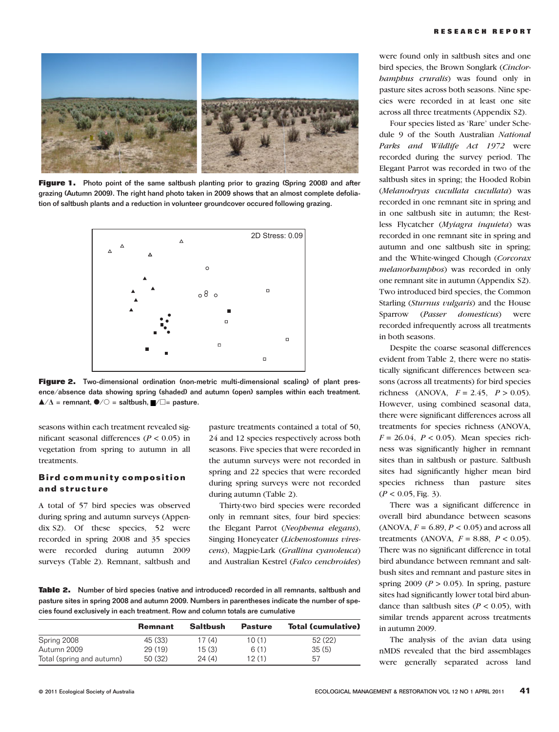**Figure 1.** Photo point of the same saltbush planting prior to grazing (Spring 2008) and after grazing (Autumn 2009). The right hand photo taken in 2009 shows that an almost complete defoliation of saltbush plants and a reduction in volunteer groundcover occured following grazing.

**Figure 2.** Two-dimensional ordination (non-metric multi-dimensional scaling) of plant presence/absence data showing spring (shaded) and autumn (open) samples within each treatment. ▲/Δ = remnant, ●/○ = saltbush, ■/□= pasture.

seasons within each treatment revealed significant seasonal differences ($P < 0.05$) in vegetation from spring to autumn in all treatments.

## Bird community composition and structure

A total of 57 bird species was observed during spring and autumn surveys (Appendix S2). Of these species, 52 were recorded in spring 2008 and 35 species were recorded during autumn 2009 surveys (Table 2). Remnant, saltbush and pasture treatments contained a total of 50, 24 and 12 species respectively across both seasons. Five species that were recorded in the autumn surveys were not recorded in spring and 22 species that were recorded during spring surveys were not recorded during autumn (Table 2).

Thirty-two bird species were recorded only in remnant sites, four bird species: the Elegant Parrot (*Neophema elegans*), Singing Honeyeater (*Lichenostomus virescens*), Magpie-Lark (*Grallina cyanoleuca*) and Australian Kestrel (*Falco cenchroides*) were found only in saltbush sites and one bird species, the Brown Songlark (*Cinclorhamphus cruralis*) was found only in pasture sites across both seasons. Nine species were recorded in at least one site across all three treatments (Appendix S2).

Four species listed as 'Rare' under Schedule 9 of the South Australian *National Parks and Wildlife Act 1972* were recorded during the survey period. The Elegant Parrot was recorded in two of the saltbush sites in spring; the Hooded Robin (*Melanodryas cucullata cucullata*) was recorded in one remnant site in spring and in one saltbush site in autumn; the Restless Flycatcher (*Myiagra inquieta*) was recorded in one remnant site in spring and autumn and one saltbush site in spring; and the White-winged Chough (*Corcorax melanorhamphos*) was recorded in only one remnant site in autumn (Appendix S2). Two introduced bird species, the Common Starling (*Sturnus vulgaris*) and the House Sparrow (*Passer domesticus*) were recorded infrequently across all treatments in both seasons.

Despite the coarse seasonal differences evident from Table 2, there were no statistically significant differences between seasons (across all treatments) for bird species richness (ANOVA, $F = 2.45$, $P > 0.05$). However, using combined seasonal data, there were significant differences across all treatments for species richness (ANOVA, $F = 26.04$, $P < 0.05$). Mean species richness was significantly higher in remnant sites than in saltbush or pasture. Saltbush sites had significantly higher mean bird species richness than pasture sites ($P < 0.05$, Fig. 3).

There was a significant difference in overall bird abundance between seasons (ANOVA, $F = 6.89$, $P < 0.05$) and across all treatments (ANOVA, $F = 8.88$, $P < 0.05$). There was no significant difference in total bird abundance between remnant and saltbush sites and remnant and pasture sites in spring 2009 ($P > 0.05$). In spring, pasture sites had significantly lower total bird abundance than saltbush sites ($P < 0.05$), with similar trends apparent across treatments in autumn 2009.

The analysis of the avian data using nMDS revealed that the bird assemblages were generally separated across land

**Table 2.** Number of bird species (native and introduced) recorded in all remnants, saltbush and pasture sites in spring 2008 and autumn 2009. Numbers in parentheses indicate the number of species found exclusively in each treatment. Row and column totals are cumulative

| | Remnant | Saltbush | Pasture | Total (cumulative) |
|---|---|---|---|---|
| Spring 2008 | 45 (33) | 17 (4) | 10 (1) | 52 (22) |
| Autumn 2009 | 29 (19) | 15 (3) | 6 (1) | 35 (5) |
| Total (spring and autumn) | 50 (32) | 24 (4) | 12 (1) | 57 |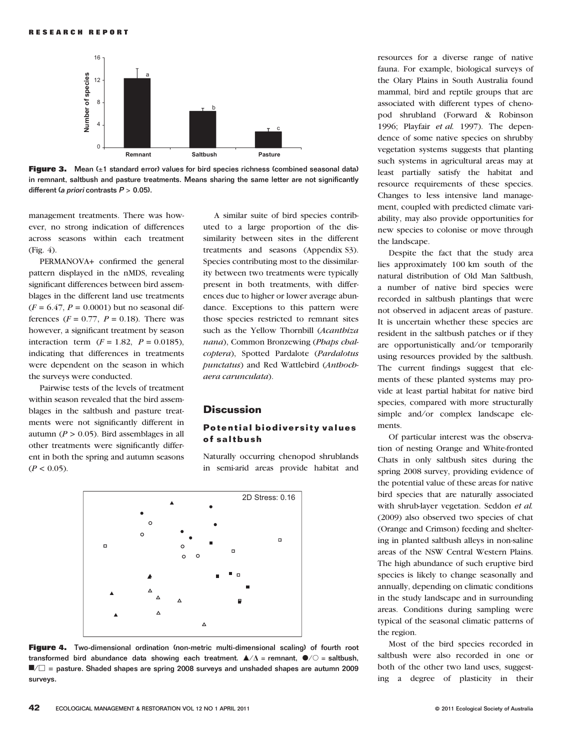Figure 3. Mean (±1 standard error) values for bird species richness (combined seasonal data) in remnant, saltbush and pasture treatments. Means sharing the same letter are not significantly different (*a priori* contrasts $P > 0.05$).

management treatments. There was however, no strong indication of differences across seasons within each treatment (Fig. 4).

PERMANOVA+ confirmed the general pattern displayed in the nMDS, revealing significant differences between bird assemblages in the different land use treatments ($F = 6.47$, $P = 0.0001$) but no seasonal differences ($F = 0.77$, $P = 0.18$). There was however a significant treatment by season interaction term ($F = 1.82$, $P = 0.0185$), indicating that differences in treatments were dependent on the season in which the surveys were conducted.

Pairwise tests of the levels of treatment within season revealed that the bird assemblages in the saltbush and pasture treatments were not significantly different in autumn ($P > 0.05$). Bird assemblages in all other treatments were significantly different in both the spring and autumn seasons ($P < 0.05$).

A similar suite of bird species contributed to a large proportion of the dissimilarity between sites in the different treatments and seasons (Appendix S3). Species contributing most to the dissimilarity between two treatments were typically present in both treatments, with differences due to higher or lower average abundance. Exceptions to this pattern were those species restricted to remnant sites such as the Yellow Thornbill (*Acanthiza nana*), Common Bronzewing (*Phaps chalcoptera*), Spotted Pardalote (*Pardalotus punctatus*) and Red Wattlebird (*Anthochaera carunculata*).

## Discussion

### Potential biodiversity values of saltbush

Naturally occurring chenopod shrublands in semi-arid areas provide habitat and resources for a diverse range of native fauna. For example, biological surveys of the Olary Plains in South Australia found mammal, bird and reptile groups that are associated with different types of chenopod shrubland (Forward & Robinson 1996; Playfair *et al.* 1997). The dependence of some native species on shrubby vegetation systems suggests that planting such systems in agricultural areas may at least partially satisfy the habitat and resource requirements of these species. Changes to less intensive land management, coupled with predicted climate variability, may also provide opportunities for new species to colonise or move through the landscape.

Despite the fact that the study area lies approximately 100 km south of the natural distribution of Old Man Saltbush, a number of native bird species were recorded in saltbush plantings that were not observed in adjacent areas of pasture. It is uncertain whether these species are resident in the saltbush patches or if they are opportunistically and/or temporarily using resources provided by the saltbush. The current findings suggest that elements of these planted systems may provide at least partial habitat for native bird species, compared with more structurally simple and/or complex landscape elements.

Of particular interest was the observation of nesting Orange and White-fronted Chats in only saltbush sites during the spring 2008 survey, providing evidence of the potential value of these areas for native bird species that are naturally associated with shrub-layer vegetation. Seddon *et al.* (2009) also observed two species of chat (Orange and Crimson) feeding and sheltering in planted saltbush alleys in non-saline areas of the NSW Central Western Plains. The high abundance of such eruptive bird species is likely to change seasonally and annually, depending on climatic conditions in the study landscape and in surrounding areas. Conditions during sampling were typical of the seasonal climatic patterns of the region.

Most of the bird species recorded in saltbush were also recorded in one or both of the other two land uses, suggesting a degree of plasticity in their

Figure 4. Two-dimensional ordination (non-metric multi-dimensional scaling) of fourth root transformed bird abundance data showing each treatment. ▲/△ = remnant, ●/○ = saltbush, ■/□ = pasture. Shaded shapes are spring 2008 surveys and unshaded shapes are autumn 2009 surveys.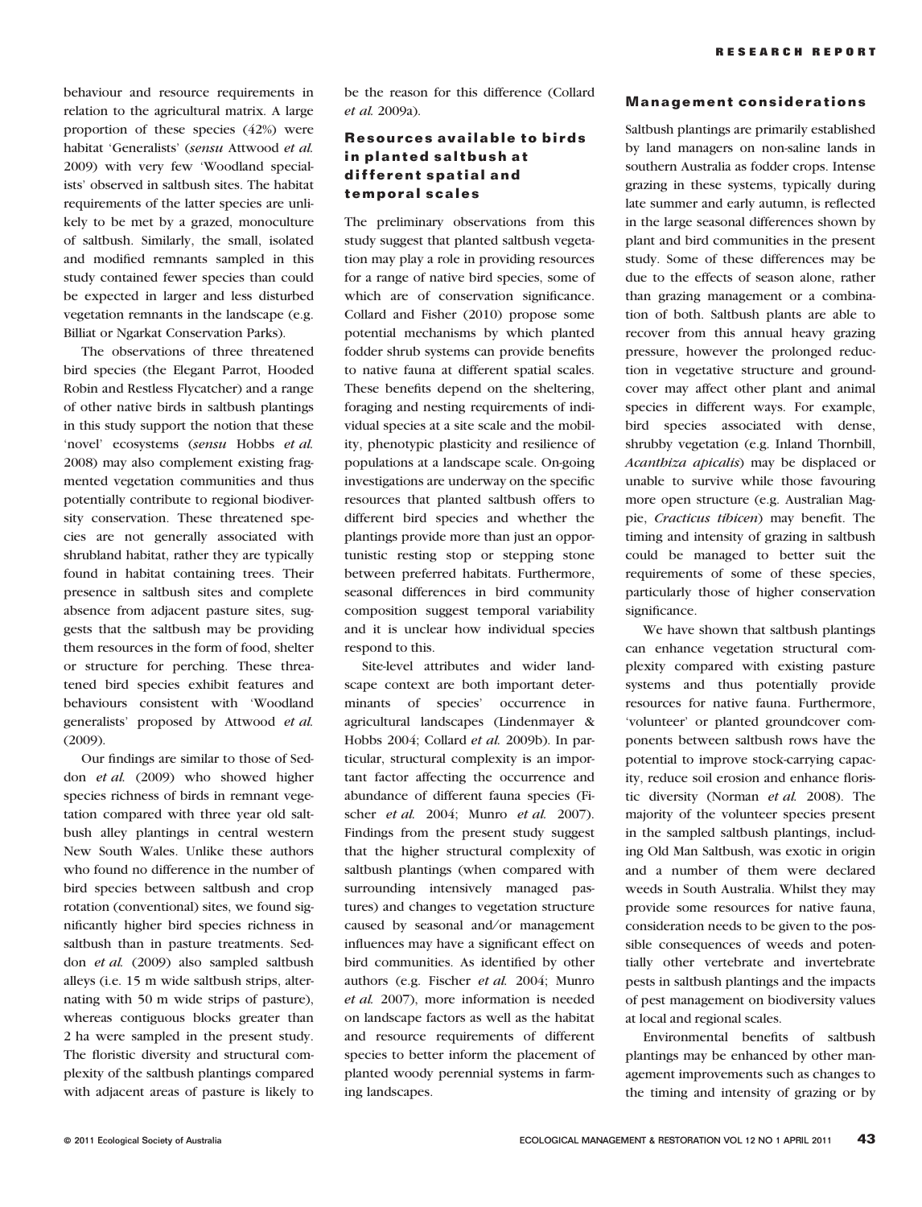behaviour and resource requirements in relation to the agricultural matrix. A large proportion of these species (42%) were habitat 'Generalists' (*sensu* Attwood *et al.* 2009) with very few 'Woodland specialists' observed in saltbush sites. The habitat requirements of the latter species are unlikely to be met by a grazed, monoculture of saltbush. Similarly, the small, isolated and modified remnants sampled in this study contained fewer species than could be expected in larger and less disturbed vegetation remnants in the landscape (e.g. Billiat or Ngarkat Conservation Parks).

The observations of three threatened bird species (the Elegant Parrot, Hooded Robin and Restless Flycatcher) and a range of other native birds in saltbush plantings in this study support the notion that these 'novel' ecosystems (*sensu* Hobbs *et al.* 2008) may also complement existing fragmented vegetation communities and thus potentially contribute to regional biodiversity conservation. These threatened species are not generally associated with shrubland habitat, rather they are typically found in habitat containing trees. Their presence in saltbush sites and complete absence from adjacent pasture sites, suggests that the saltbush may be providing them resources in the form of food, shelter or structure for perching. These threatened bird species exhibit features and behaviours consistent with 'Woodland generalists' proposed by Attwood *et al.* (2009).

Our findings are similar to those of Seddon *et al.* (2009) who showed higher species richness of birds in remnant vegetation compared with three year old saltbush alley plantings in central western New South Wales. Unlike these authors who found no difference in the number of bird species between saltbush and crop rotation (conventional) sites, we found significantly higher bird species richness in saltbush than in pasture treatments. Seddon *et al.* (2009) also sampled saltbush alleys (i.e. 15 m wide saltbush strips, alternating with 50 m wide strips of pasture), whereas contiguous blocks greater than 2 ha were sampled in the present study. The floristic diversity and structural complexity of the saltbush plantings compared with adjacent areas of pasture is likely to be the reason for this difference (Collard *et al.* 2009a).

## Resources available to birds in planted saltbush at different spatial and temporal scales

The preliminary observations from this study suggest that planted saltbush vegetation may play a role in providing resources for a range of native bird species, some of which are of conservation significance. Collard and Fisher (2010) propose some potential mechanisms by which planted fodder shrub systems can provide benefits to native fauna at different spatial scales. These benefits depend on the sheltering, foraging and nesting requirements of individual species at a site scale and the mobility, phenotypic plasticity and resilience of populations at a landscape scale. On-going investigations are underway on the specific resources that planted saltbush offers to different bird species and whether the plantings provide more than just an opportunistic resting stop or stepping stone between preferred habitats. Furthermore, seasonal differences in bird community composition suggest temporal variability and it is unclear how individual species respond to this.

Site-level attributes and wider landscape context are both important determinants of species' occurrence in agricultural landscapes (Lindenmayer & Hobbs 2004; Collard *et al.* 2009b). In particular, structural complexity is an important factor affecting the occurrence and abundance of different fauna species (Fischer *et al.* 2004; Munro *et al.* 2007). Findings from the present study suggest that the higher structural complexity of saltbush plantings (when compared with surrounding intensively managed pastures) and changes to vegetation structure caused by seasonal and/or management influences may have a significant effect on bird communities. As identified by other authors (e.g. Fischer *et al.* 2004; Munro *et al.* 2007), more information is needed on landscape factors as well as the habitat and resource requirements of different species to better inform the placement of planted woody perennial systems in farming landscapes.

## Management considerations

Saltbush plantings are primarily established by land managers on non-saline lands in southern Australia as fodder crops. Intense grazing in these systems, typically during late summer and early autumn, is reflected in the large seasonal differences shown by plant and bird communities in the present study. Some of these differences may be due to the effects of season alone, rather than grazing management or a combination of both. Saltbush plants are able to recover from this annual heavy grazing pressure, however the prolonged reduction in vegetative structure and groundcover may affect other plant and animal species in different ways. For example, bird species associated with dense, shrubby vegetation (e.g. Inland Thornbill, *Acanthiza apicalis*) may be displaced or unable to survive while those favouring more open structure (e.g. Australian Magpie, *Cracticus tibicen*) may benefit. The timing and intensity of grazing in saltbush could be managed to better suit the requirements of some of these species, particularly those of higher conservation significance.

We have shown that saltbush plantings can enhance vegetation structural complexity compared with existing pasture systems and thus potentially provide resources for native fauna. Furthermore, 'volunteer' or planted groundcover components between saltbush rows have the potential to improve stock-carrying capacity, reduce soil erosion and enhance floristic diversity (Norman *et al.* 2008). The majority of the volunteer species present in the sampled saltbush plantings, including Old Man Saltbush, was exotic in origin and a number of them were declared weeds in South Australia. Whilst they may provide some resources for native fauna, consideration needs to be given to the possible consequences of weeds and potentially other vertebrate and invertebrate pests in saltbush plantings and the impacts of pest management on biodiversity values at local and regional scales.

Environmental benefits of saltbush plantings may be enhanced by other management improvements such as changes to the timing and intensity of grazing or by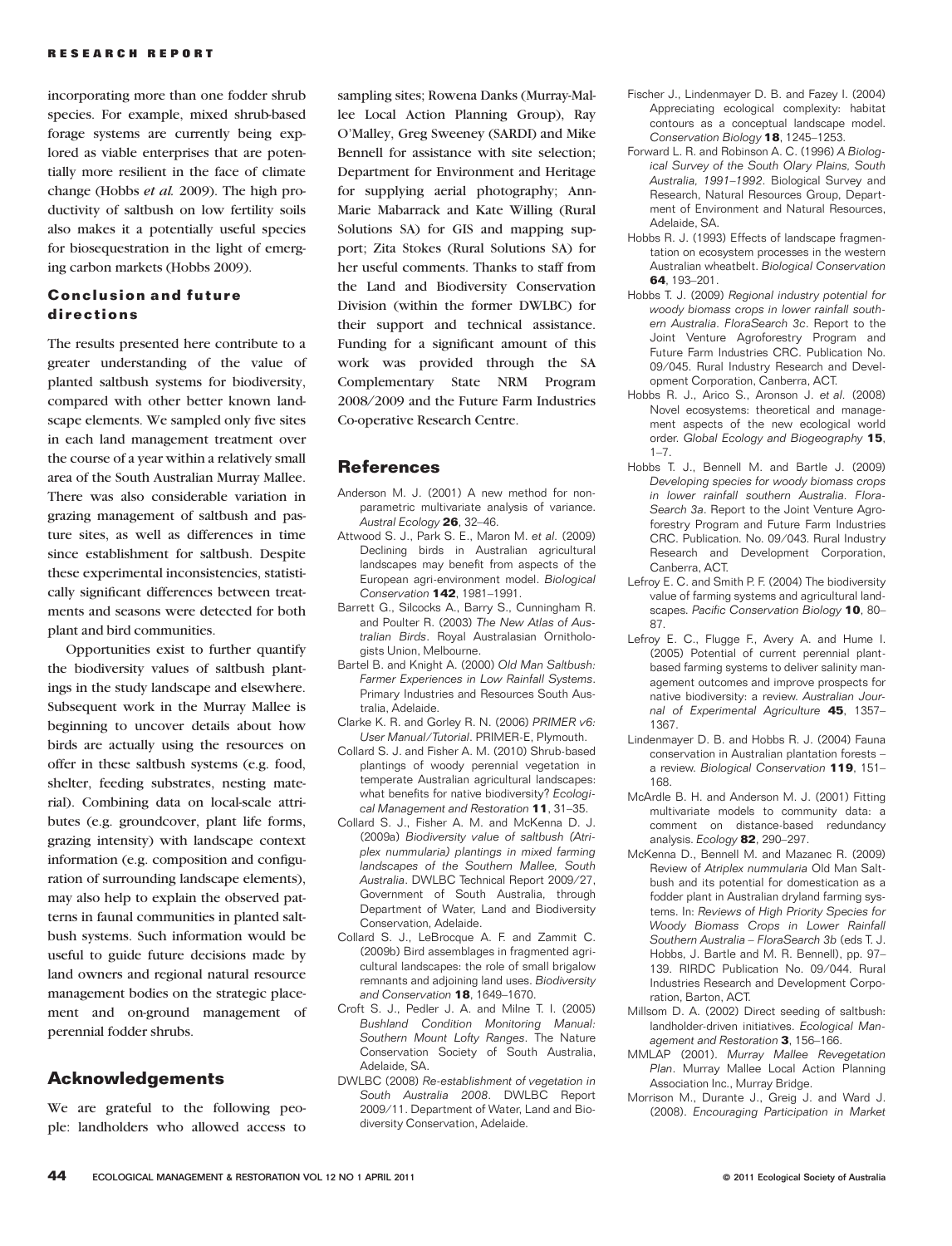incorporating more than one fodder shrub species. For example, mixed shrub-based forage systems are currently being explored as viable enterprises that are potentially more resilient in the face of climate change (Hobbs *et al.* 2009). The high productivity of saltbush on low fertility soils also makes it a potentially useful species for biosequestration in the light of emerging carbon markets (Hobbs 2009).

## Conclusion and future directions

The results presented here contribute to a greater understanding of the value of planted saltbush systems for biodiversity, compared with other better known landscape elements. We sampled only five sites in each land management treatment over the course of a year within a relatively small area of the South Australian Murray Mallee. There was also considerable variation in grazing management of saltbush and pasture sites, as well as differences in time since establishment for saltbush. Despite these experimental inconsistencies, statistically significant differences between treatments and seasons were detected for both plant and bird communities.

Opportunities exist to further quantify the biodiversity values of saltbush plantings in the study landscape and elsewhere. Subsequent work in the Murray Mallee is beginning to uncover details about how birds are actually using the resources on offer in these saltbush systems (e.g. food, shelter, feeding substrates, nesting material). Combining data on local-scale attributes (e.g. groundcover, plant life forms, grazing intensity) with landscape context information (e.g. composition and configuration of surrounding landscape elements), may also help to explain the observed patterns in faunal communities in planted saltbush systems. Such information would be useful to guide future decisions made by land owners and regional natural resource management bodies on the strategic placement and on-ground management of perennial fodder shrubs.

## Acknowledgements

We are grateful to the following people: landholders who allowed access to sampling sites; Rowena Danks (Murray-Mallee Local Action Planning Group), Ray O'Malley, Greg Sweeney (SARDI) and Mike Bennell for assistance with site selection; Department for Environment and Heritage for supplying aerial photography; Ann-Marie Mabarrack and Kate Willing (Rural Solutions SA) for GIS and mapping support; Zita Stokes (Rural Solutions SA) for her useful comments. Thanks to staff from the Land and Biodiversity Conservation Division (within the former DWLBC) for their support and technical assistance. Funding for a significant amount of this work was provided through the SA Complementary State NRM Program 2008/2009 and the Future Farm Industries Co-operative Research Centre.

## References

Anderson M. J. (2001) A new method for non-parametric multivariate analysis of variance. *Austral Ecology* **26**, 32–46.

Attwood S. J., Park S. E., Maron M. *et al.* (2009) Declining birds in Australian agricultural landscapes may benefit from aspects of the European agri-environment model. *Biological Conservation* **142**, 1981–1991.

Barrett G., Silcocks A., Barry S., Cunningham R. and Poulter R. (2003) *The New Atlas of Australian Birds*. Royal Australasian Ornithologists Union, Melbourne.

Bartel B. and Knight A. (2000) *Old Man Saltbush: Farmer Experiences in Low Rainfall Systems*. Primary Industries and Resources South Australia, Adelaide.

Clarke K. R. and Gorley R. N. (2006) *PRIMER v6: User Manual/Tutorial*. PRIMER-E, Plymouth.

Collard S. J. and Fisher A. M. (2010) Shrub-based plantings of woody perennial vegetation in temperate Australian agricultural landscapes: what benefits for native biodiversity? *Ecological Management and Restoration* **11**, 31–35.

Collard S. J., Fisher A. M. and McKenna D. J. (2009a) *Biodiversity value of saltbush (Atriplex nummularia) plantings in mixed farming landscapes of the Southern Mallee, South Australia*. DWLBC Technical Report 2009/27, Government of South Australia, through Department of Water, Land and Biodiversity Conservation, Adelaide.

Collard S. J., LeBrocque A. F. and Zammit C. (2009b) Bird assemblages in fragmented agricultural landscapes: the role of small brigalow remnants and adjoining land uses. *Biodiversity and Conservation* **18**, 1649–1670.

Croft S. J., Pedler J. A. and Milne T. I. (2005) *Bushland Condition Monitoring Manual: Southern Mount Lofty Ranges*. The Nature Conservation Society of South Australia, Adelaide, SA.

DWLBC (2008) *Re-establishment of vegetation in South Australia 2008*. DWLBC Report 2009/11. Department of Water, Land and Biodiversity Conservation, Adelaide.

Fischer J., Lindenmayer D. B. and Fazey I. (2004) Appreciating ecological complexity: habitat contours as a conceptual landscape model. *Conservation Biology* **18**, 1245–1253.

Forward L. R. and Robinson A. C. (1996) *A Biological Survey of the South Olary Plains, South Australia, 1991–1992*. Biological Survey and Research, Natural Resources Group, Department of Environment and Natural Resources, Adelaide, SA.

Hobbs R. J. (1993) Effects of landscape fragmentation on ecosystem processes in the western Australian wheatbelt. *Biological Conservation* **64**, 193–201.

Hobbs T. J. (2009) *Regional industry potential for woody biomass crops in lower rainfall southern Australia. FloraSearch 3c*. Report to the Joint Venture Agroforestry Program and Future Farm Industries CRC. Publication No. 09/045. Rural Industry Research and Development Corporation, Canberra, ACT.

Hobbs R. J., Arico S., Aronson J. *et al.* (2008) Novel ecosystems: theoretical and management aspects of the new ecological world order. *Global Ecology and Biogeography* **15**, 1–7.

Hobbs T. J., Bennell M. and Bartle J. (2009) *Developing species for woody biomass crops in lower rainfall southern Australia. FloraSearch 3a*. Report to the Joint Venture Agroforestry Program and Future Farm Industries CRC. Publication. No. 09/043. Rural Industry Research and Development Corporation, Canberra, ACT.

Lefroy E. C. and Smith P. F. (2004) The biodiversity value of farming systems and agricultural landscapes. *Pacific Conservation Biology* **10**, 80–87.

Lefroy E. C., Flugge F., Avery A. and Hume I. (2005) Potential of current perennial plant-based farming systems to deliver salinity management outcomes and improve prospects for native biodiversity: a review. *Australian Journal of Experimental Agriculture* **45**, 1357–1367.

Lindenmayer D. B. and Hobbs R. J. (2004) Fauna conservation in Australian plantation forests – a review. *Biological Conservation* **119**, 151–168.

McArdle B. H. and Anderson M. J. (2001) Fitting multivariate models to community data: a comment on distance-based redundancy analysis. *Ecology* **82**, 290–297.

McKenna D., Bennell M. and Mazanec R. (2009) Review of *Atriplex nummularia* Old Man Saltbush and its potential for domestication as a fodder plant in Australian dryland farming systems. In: *Reviews of High Priority Species for Woody Biomass Crops in Lower Rainfall Southern Australia – FloraSearch 3b* (eds T. J. Hobbs, J. Bartle and M. R. Bennell), pp. 97–139. RIRDC Publication No. 09/044. Rural Industries Research and Development Corporation, Barton, ACT.

Millsom D. A. (2002) Direct seeding of saltbush: landholder-driven initiatives. *Ecological Management and Restoration* **3**, 156–166.

MMLAP (2001). *Murray Mallee Revegetation Plan*. Murray Mallee Local Action Planning Association Inc., Murray Bridge.

Morrison M., Durante J., Greig J. and Ward J. (2008). *Encouraging Participation in Market*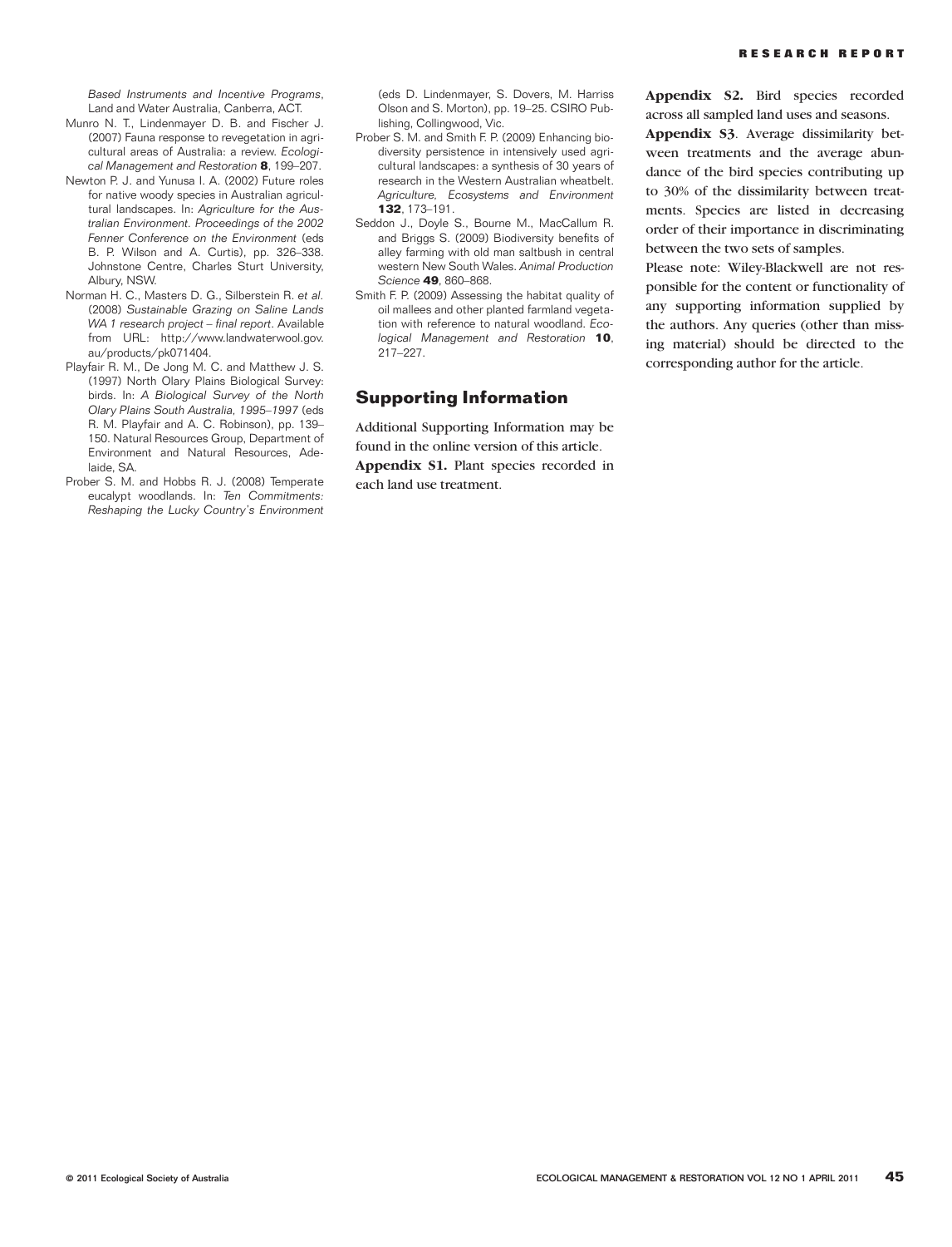Based Instruments and Incentive Programs, Land and Water Australia, Canberra, ACT.

Munro N. T., Lindenmayer D. B. and Fischer J. (2007) Fauna response to revegetation in agricultural areas of Australia: a review. *Ecological Management and Restoration* **8**, 199–207.

Newton P. J. and Yunusa I. A. (2002) Future roles for native woody species in Australian agricultural landscapes. In: *Agriculture for the Australian Environment. Proceedings of the 2002 Fenner Conference on the Environment* (eds B. P. Wilson and A. Curtis), pp. 326–338. Johnstone Centre, Charles Sturt University, Albury, NSW.

Norman H. C., Masters D. G., Silberstein R. *et al.* (2008) *Sustainable Grazing on Saline Lands WA 1 research project – final report*. Available from URL: http://www.landwaterwool.gov.au/products/pk071404.

Playfair R. M., De Jong M. C. and Matthew J. S. (1997) North Olary Plains Biological Survey: birds. In: *A Biological Survey of the North Olary Plains South Australia, 1995–1997* (eds R. M. Playfair and A. C. Robinson), pp. 139–150. Natural Resources Group, Department of Environment and Natural Resources, Adelaide, SA.

Prober S. M. and Hobbs R. J. (2008) Temperate eucalypt woodlands. In: *Ten Commitments: Reshaping the Lucky Country's Environment* (eds D. Lindenmayer, S. Dovers, M. Harriss Olson and S. Morton), pp. 19–25. CSIRO Publishing, Collingwood, Vic.

Prober S. M. and Smith F. P. (2009) Enhancing biodiversity persistence in intensively used agricultural landscapes: a synthesis of 30 years of research in the Western Australian wheatbelt. *Agriculture, Ecosystems and Environment* **132**, 173–191.

Seddon J., Doyle S., Bourne M., MacCallum R. and Briggs S. (2009) Biodiversity benefits of alley farming with old man saltbush in central western New South Wales. *Animal Production Science* **49**, 860–868.

Smith F. P. (2009) Assessing the habitat quality of oil mallees and other planted farmland vegetation with reference to natural woodland. *Ecological Management and Restoration* **10**, 217–227.

## Supporting Information

Additional Supporting Information may be found in the online version of this article.

**Appendix S1.** Plant species recorded in each land use treatment.

**Appendix S2.** Bird species recorded across all sampled land uses and seasons.

**Appendix S3**. Average dissimilarity between treatments and the average abundance of the bird species contributing up to 30% of the dissimilarity between treatments. Species are listed in decreasing order of their importance in discriminating between the two sets of samples.

Please note: Wiley-Blackwell are not responsible for the content or functionality of any supporting information supplied by the authors. Any queries (other than missing material) should be directed to the corresponding author for the article.